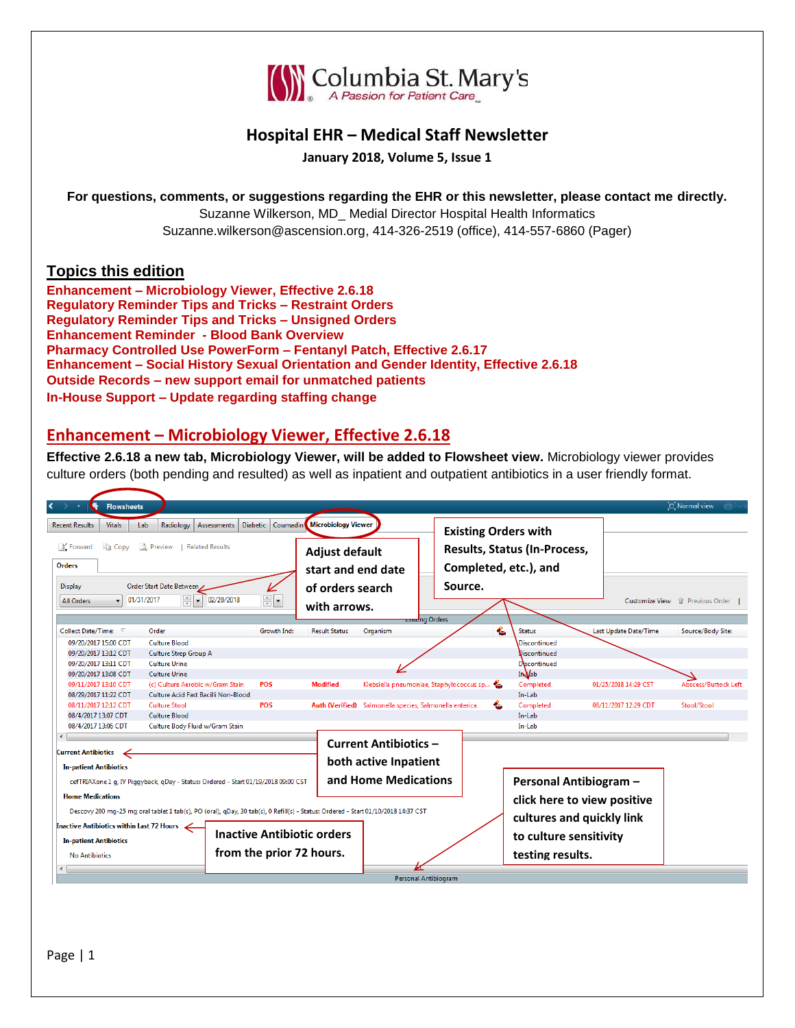Columbia St. Mary's
*A Passion for Patient Care*

# Hospital EHR – Medical Staff Newsletter

**January 2018, Volume 5, Issue 1**

**For questions, comments, or suggestions regarding the EHR or this newsletter, please contact me directly.**
Suzanne Wilkerson, MD_ Medial Director Hospital Health Informatics
Suzanne.wilkerson@ascension.org, 414-326-2519 (office), 414-557-6860 (Pager)

## Topics this edition

- Enhancement – Microbiology Viewer, Effective 2.6.18
- Regulatory Reminder Tips and Tricks – Restraint Orders
- Regulatory Reminder Tips and Tricks – Unsigned Orders
- Enhancement Reminder - Blood Bank Overview
- Pharmacy Controlled Use PowerForm – Fentanyl Patch, Effective 2.6.17
- Enhancement – Social History Sexual Orientation and Gender Identity, Effective 2.6.18
- Outside Records – new support email for unmatched patients
- In-House Support – Update regarding staffing change

## Enhancement – Microbiology Viewer, Effective 2.6.18

**Effective 2.6.18 a new tab, Microbiology Viewer, will be added to Flowsheet view.** Microbiology viewer provides culture orders (both pending and resulted) as well as inpatient and outpatient antibiotics in a user friendly format.

**Adjust default start and end date of orders search with arrows.**

**Existing Orders with Results, Status (In-Process, Completed, etc.), and Source.**

**Current Antibiotics – both active Inpatient and Home Medications**

**Inactive Antibiotic orders from the prior 72 hours.**

**Personal Antibiogram – click here to view positive cultures and quickly link to culture sensitivity testing results.**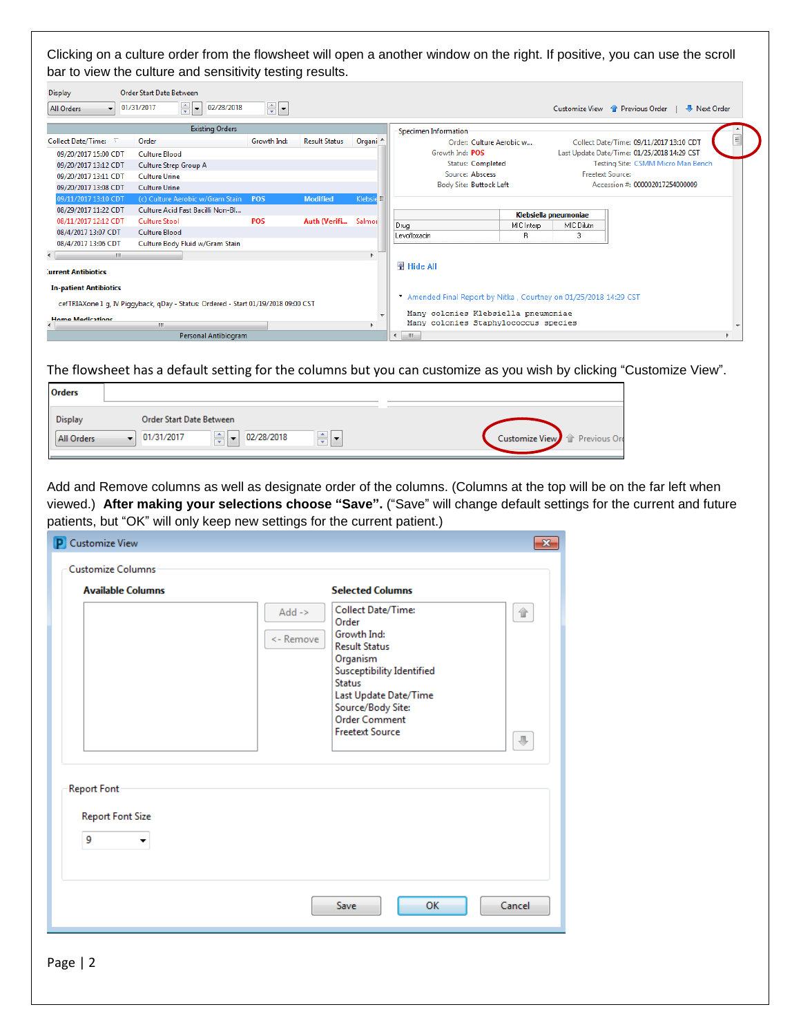Clicking on a culture order from the flowsheet will open a another window on the right. If positive, you can use the scroll bar to view the culture and sensitivity testing results.

The flowsheet has a default setting for the columns but you can customize as you wish by clicking "Customize View".

Add and Remove columns as well as designate order of the columns. (Columns at the top will be on the far left when viewed.) **After making your selections choose "Save".** ("Save" will change default settings for the current and future patients, but "OK" will only keep new settings for the current patient.)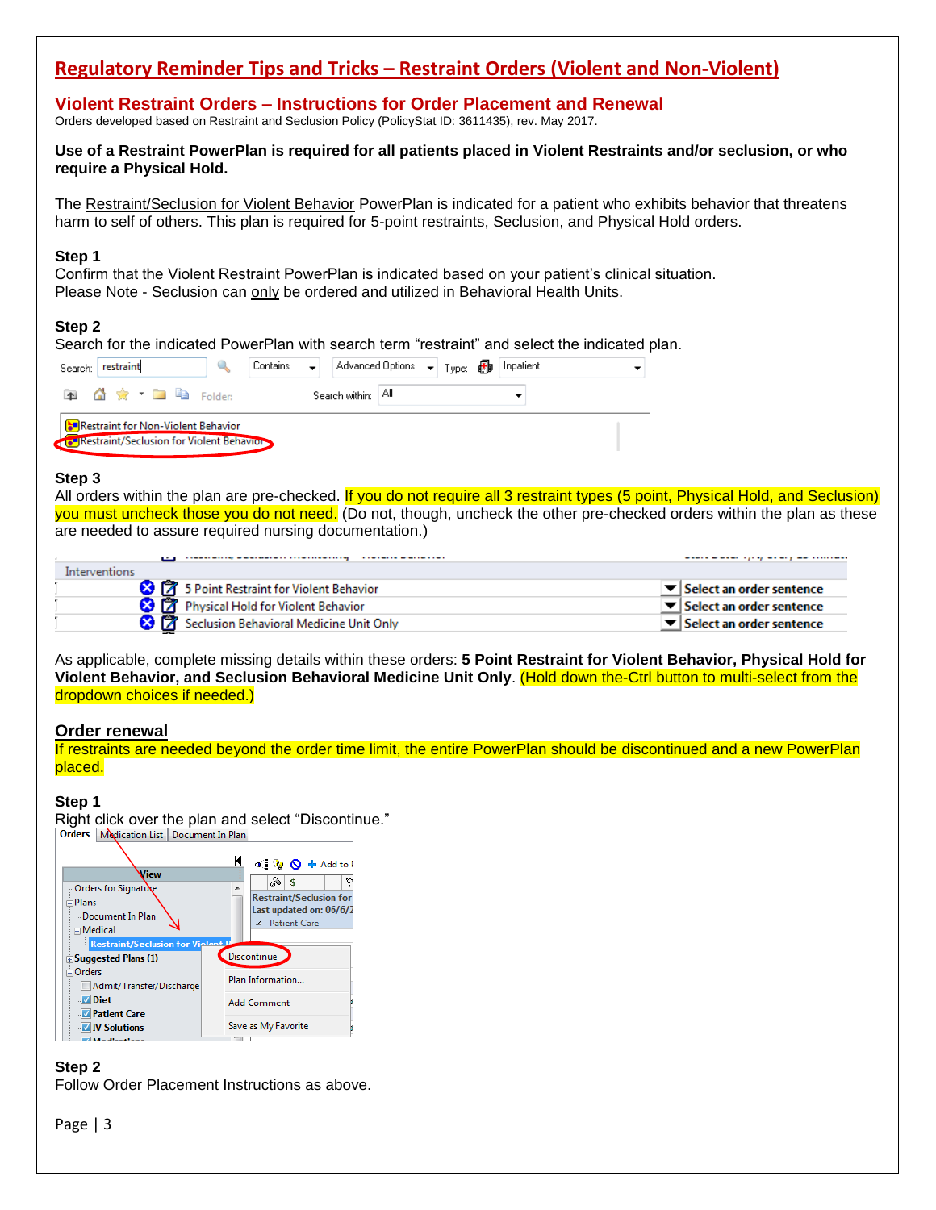# Regulatory Reminder Tips and Tricks – Restraint Orders (Violent and Non-Violent)

## Violent Restraint Orders – Instructions for Order Placement and Renewal

Orders developed based on Restraint and Seclusion Policy (PolicyStat ID: 3611435), rev. May 2017.

**Use of a Restraint PowerPlan is required for all patients placed in Violent Restraints and/or seclusion, or who require a Physical Hold.**

The Restraint/Seclusion for Violent Behavior PowerPlan is indicated for a patient who exhibits behavior that threatens harm to self of others. This plan is required for 5-point restraints, Seclusion, and Physical Hold orders.

**Step 1**

Confirm that the Violent Restraint PowerPlan is indicated based on your patient's clinical situation. Please Note - Seclusion can only be ordered and utilized in Behavioral Health Units.

**Step 2**

Search for the indicated PowerPlan with search term "restraint" and select the indicated plan.

Search: restraint | Contains | Advanced Options | Type: Inpatient

Folder: | Search within: All

- Restraint for Non-Violent Behavior
- Restraint/Seclusion for Violent Behavior

**Step 3**

All orders within the plan are pre-checked. If you do not require all 3 restraint types (5 point, Physical Hold, and Seclusion) you must uncheck those you do not need. (Do not, though, uncheck the other pre-checked orders within the plan as these are needed to assure required nursing documentation.)

| Interventions | |
|---|---|
| 5 Point Restraint for Violent Behavior | Select an order sentence |
| Physical Hold for Violent Behavior | Select an order sentence |
| Seclusion Behavioral Medicine Unit Only | Select an order sentence |

As applicable, complete missing details within these orders: **5 Point Restraint for Violent Behavior, Physical Hold for Violent Behavior, and Seclusion Behavioral Medicine Unit Only**. (Hold down the-Ctrl button to multi-select from the dropdown choices if needed.)

## Order renewal

If restraints are needed beyond the order time limit, the entire PowerPlan should be discontinued and a new PowerPlan placed.

**Step 1**

Right click over the plan and select "Discontinue."

Orders | Medication List | Document In Plan

View: Orders for Signature; Plans; Document In Plan; Medical; Restraint/Seclusion for Violent B...; Suggested Plans (1); Orders; Admit/Transfer/Discharge; Diet; Patient Care; IV Solutions

Restraint/Seclusion for ... Last updated on: 06/6/... Patient Care

Discontinue | Plan Information... | Add Comment | Save as My Favorite

**Step 2**

Follow Order Placement Instructions as above.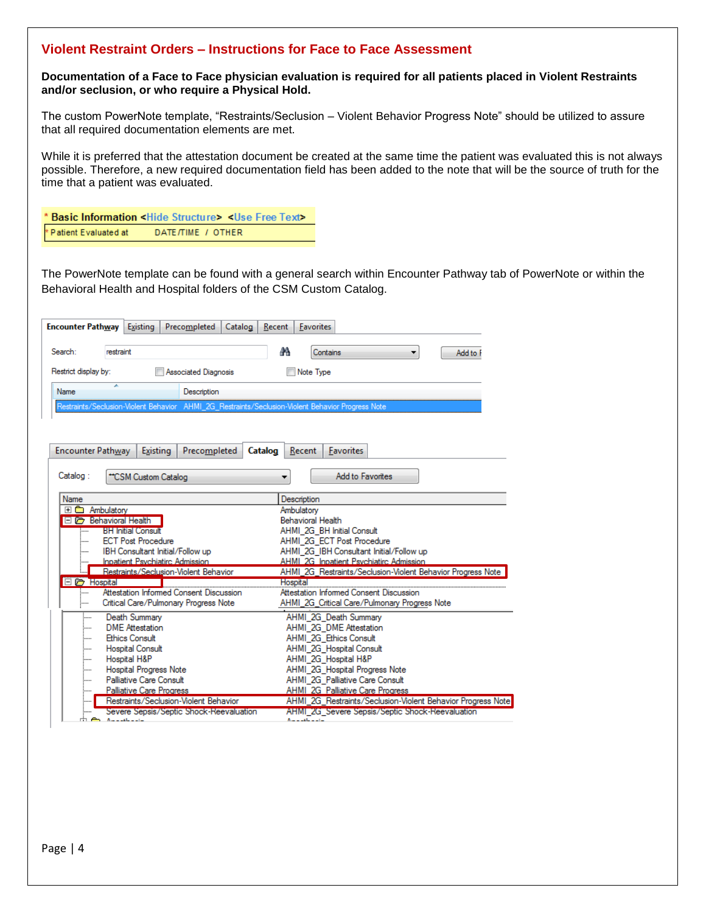## Violent Restraint Orders – Instructions for Face to Face Assessment

**Documentation of a Face to Face physician evaluation is required for all patients placed in Violent Restraints and/or seclusion, or who require a Physical Hold.**

The custom PowerNote template, "Restraints/Seclusion – Violent Behavior Progress Note" should be utilized to assure that all required documentation elements are met.

While it is preferred that the attestation document be created at the same time the patient was evaluated this is not always possible. Therefore, a new required documentation field has been added to the note that will be the source of truth for the time that a patient was evaluated.

\* **Basic Information** <Hide Structure> <Use Free Text>
\* Patient Evaluated at    DATE/TIME / OTHER

The PowerNote template can be found with a general search within Encounter Pathway tab of PowerNote or within the Behavioral Health and Hospital folders of the CSM Custom Catalog.

Encounter Pathway | Existing | Precompleted | Catalog | Recent | Favorites

Search: restraint    Contains    Add to F
Restrict display by: Associated Diagnosis    Note Type

| Name | Description |
|---|---|
| Restraints/Seclusion-Violent Behavior | AHMI_2G_Restraints/Seclusion-Violent Behavior Progress Note |

Encounter Pathway | Existing | Precompleted | Catalog | Recent | Favorites

Catalog : \*\*CSM Custom Catalog    Add to Favorites

| Name | Description |
|---|---|
| Ambulatory | Ambulatory |
| Behavioral Health | Behavioral Health |
| BH Initial Consult | AHMI_2G_BH Initial Consult |
| ECT Post Procedure | AHMI_2G_ECT Post Procedure |
| IBH Consultant Initial/Follow up | AHMI_2G_IBH Consultant Initial/Follow up |
| Inpatient Psychiatric Admission | AHMI_2G_Inpatient Psychiatric Admission |
| Restraints/Seclusion-Violent Behavior | AHMI_2G_Restraints/Seclusion-Violent Behavior Progress Note |
| Hospital | Hospital |
| Attestation Informed Consent Discussion | Attestation Informed Consent Discussion |
| Critical Care/Pulmonary Progress Note | AHMI_2G_Critical Care/Pulmonary Progress Note |
| Death Summary | AHMI_2G_Death Summary |
| DME Attestation | AHMI_2G_DME Attestation |
| Ethics Consult | AHMI_2G_Ethics Consult |
| Hospital Consult | AHMI_2G_Hospital Consult |
| Hospital H&P | AHMI_2G_Hospital H&P |
| Hospital Progress Note | AHMI_2G_Hospital Progress Note |
| Palliative Care Consult | AHMI_2G_Palliative Care Consult |
| Palliative Care Progress | AHMI_2G_Palliative Care Progress |
| Restraints/Seclusion-Violent Behavior | AHMI_2G_Restraints/Seclusion-Violent Behavior Progress Note |
| Severe Sepsis/Septic Shock-Reevaluation | AHMI_2G_Severe Sepsis/Septic Shock-Reevaluation |
| Anesthesia | Anesthesia |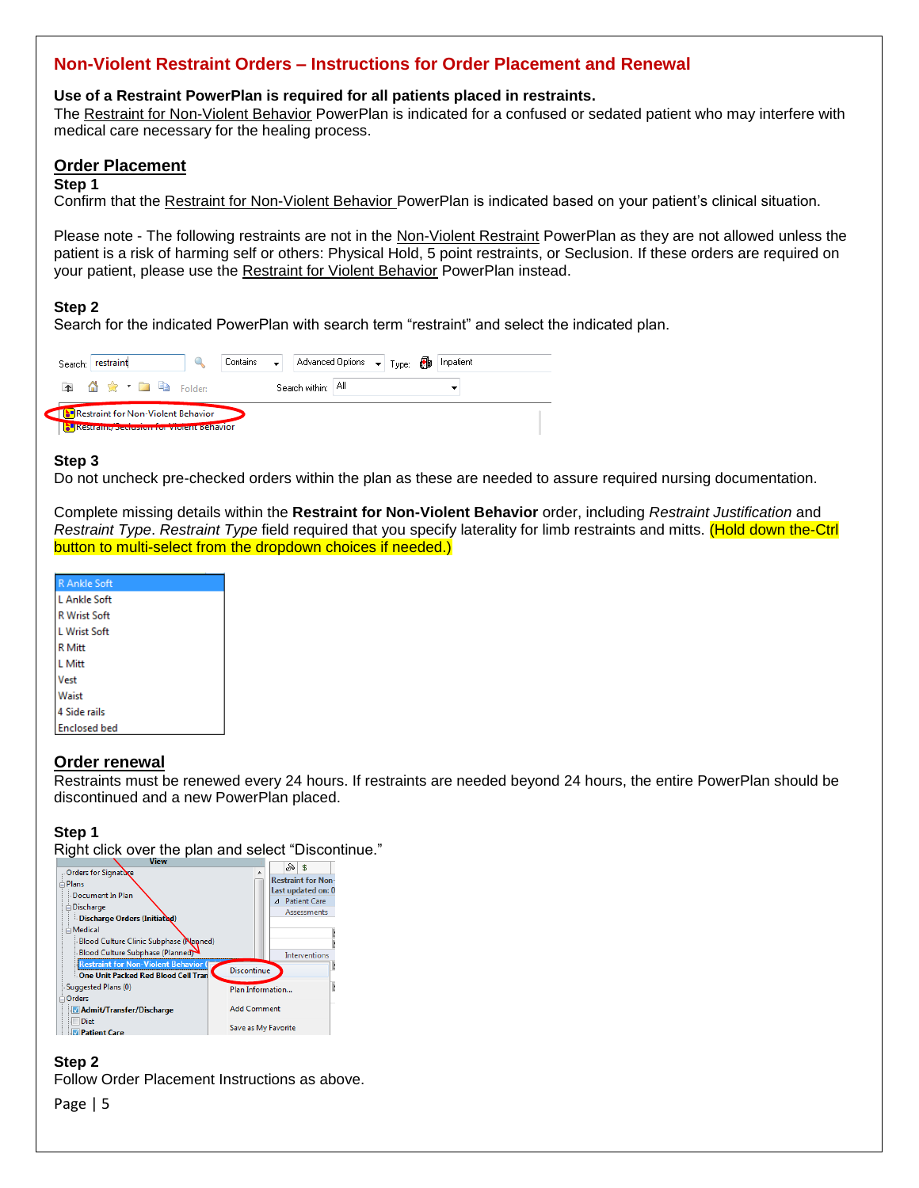# Non-Violent Restraint Orders – Instructions for Order Placement and Renewal

**Use of a Restraint PowerPlan is required for all patients placed in restraints.**
The Restraint for Non-Violent Behavior PowerPlan is indicated for a confused or sedated patient who may interfere with medical care necessary for the healing process.

## Order Placement

**Step 1**
Confirm that the Restraint for Non-Violent Behavior PowerPlan is indicated based on your patient's clinical situation.

Please note - The following restraints are not in the Non-Violent Restraint PowerPlan as they are not allowed unless the patient is a risk of harming self or others: Physical Hold, 5 point restraints, or Seclusion. If these orders are required on your patient, please use the Restraint for Violent Behavior PowerPlan instead.

**Step 2**
Search for the indicated PowerPlan with search term "restraint" and select the indicated plan.

**Step 3**
Do not uncheck pre-checked orders within the plan as these are needed to assure required nursing documentation.

Complete missing details within the **Restraint for Non-Violent Behavior** order, including *Restraint Justification* and *Restraint Type*. *Restraint Type* field required that you specify laterality for limb restraints and mitts. (Hold down the-Ctrl button to multi-select from the dropdown choices if needed.)

## Order renewal

Restraints must be renewed every 24 hours. If restraints are needed beyond 24 hours, the entire PowerPlan should be discontinued and a new PowerPlan placed.

**Step 1**
Right click over the plan and select "Discontinue."

**Step 2**
Follow Order Placement Instructions as above.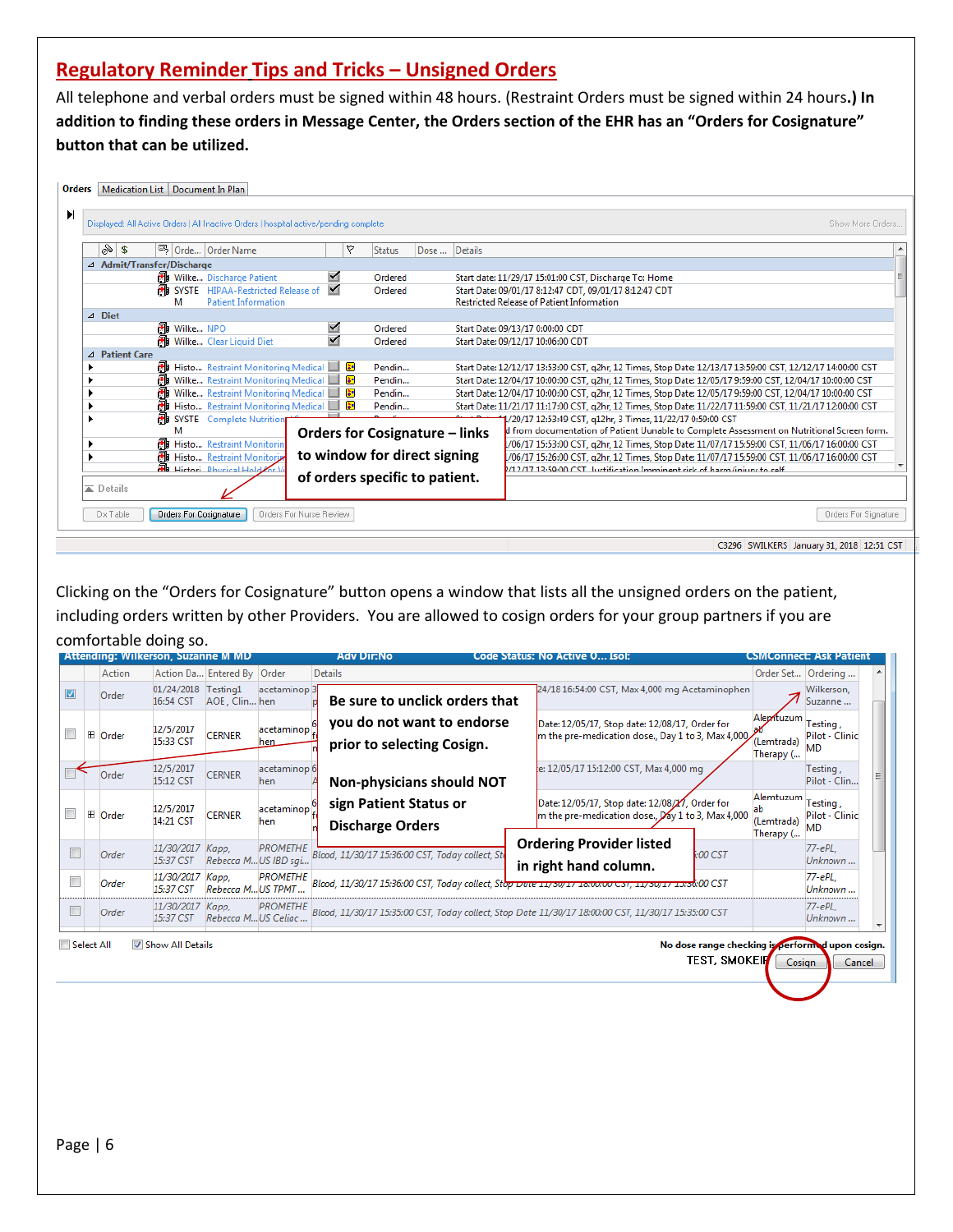## Regulatory Reminder Tips and Tricks – Unsigned Orders

All telephone and verbal orders must be signed within 48 hours. (Restraint Orders must be signed within 24 hours**.) In addition to finding these orders in Message Center, the Orders section of the EHR has an "Orders for Cosignature" button that can be utilized.**

**Orders for Cosignature – links to window for direct signing of orders specific to patient.**

Clicking on the "Orders for Cosignature" button opens a window that lists all the unsigned orders on the patient, including orders written by other Providers. You are allowed to cosign orders for your group partners if you are comfortable doing so.

**Be sure to unclick orders that you do not want to endorse prior to selecting Cosign.**

**Non-physicians should NOT sign Patient Status or Discharge Orders**

**Ordering Provider listed in right hand column.**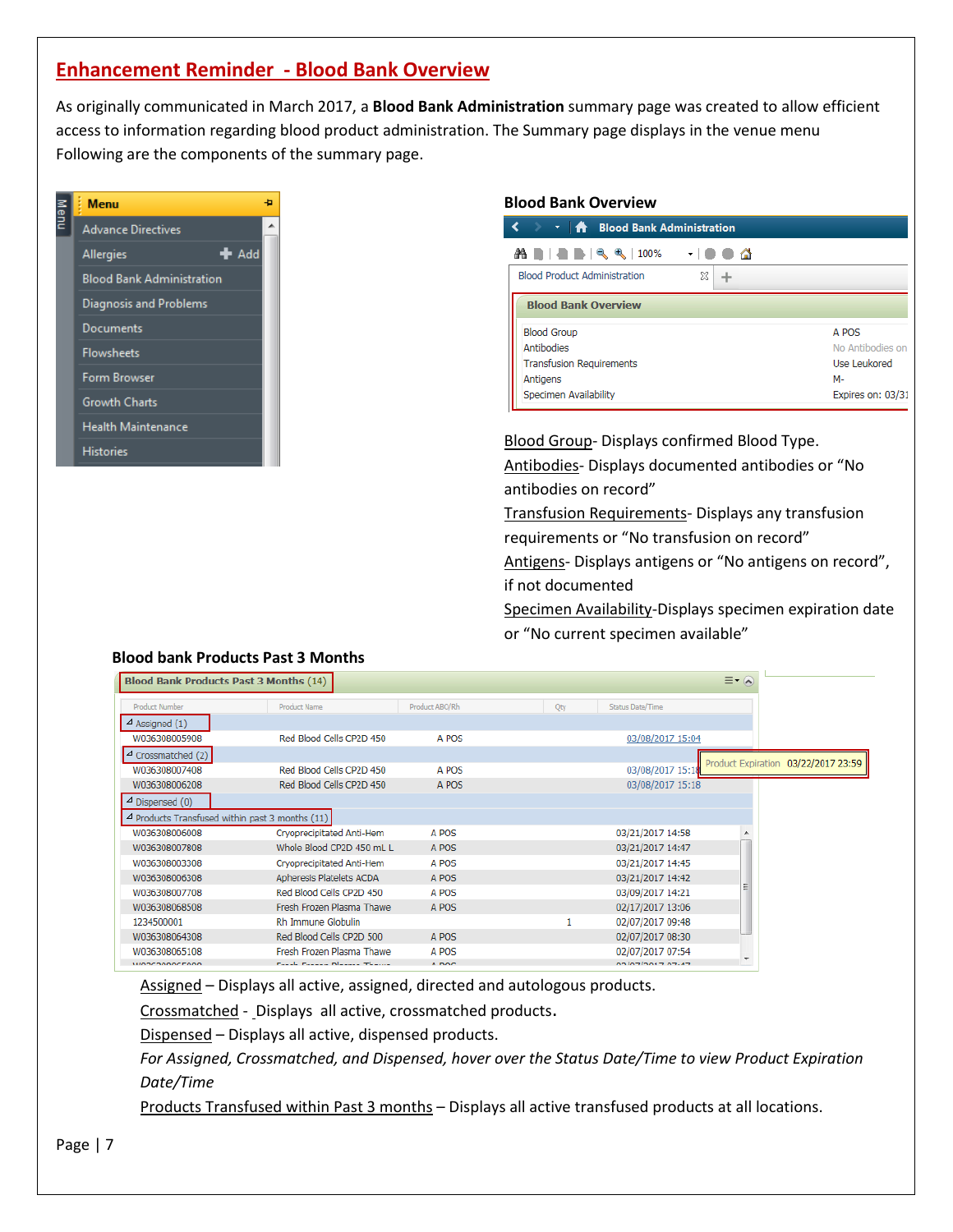## Enhancement Reminder - Blood Bank Overview

As originally communicated in March 2017, a **Blood Bank Administration** summary page was created to allow efficient access to information regarding blood product administration. The Summary page displays in the venue menu Following are the components of the summary page.

Menu

- Advance Directives
- Allergies + Add
- Blood Bank Administration
- Diagnosis and Problems
- Documents
- Flowsheets
- Form Browser
- Growth Charts
- Health Maintenance
- Histories

### Blood Bank Overview

Blood Bank Administration

Blood Product Administration

**Blood Bank Overview**

| | |
|---|---|
| Blood Group | A POS |
| Antibodies | No Antibodies on |
| Transfusion Requirements | Use Leukored |
| Antigens | M- |
| Specimen Availability | Expires on: 03/31 |

Blood Group- Displays confirmed Blood Type.

Antibodies- Displays documented antibodies or "No antibodies on record"

Transfusion Requirements- Displays any transfusion requirements or "No transfusion on record"

Antigens- Displays antigens or "No antigens on record", if not documented

Specimen Availability-Displays specimen expiration date or "No current specimen available"

### Blood bank Products Past 3 Months

Blood Bank Products Past 3 Months (14)

| Product Number | Product Name | Product ABO/Rh | Qty | Status Date/Time |
|---|---|---|---|---|
| Assigned (1) | | | | |
| W036308005908 | Red Blood Cells CP2D 450 | A POS | | 03/08/2017 15:04 |
| Crossmatched (2) | | | | |
| W036308007408 | Red Blood Cells CP2D 450 | A POS | | 03/08/2017 15:18 |
| W036308006208 | Red Blood Cells CP2D 450 | A POS | | 03/08/2017 15:18 |
| Dispensed (0) | | | | |
| Products Transfused within past 3 months (11) | | | | |
| W036308006008 | Cryoprecipitated Anti-Hem | A POS | | 03/21/2017 14:58 |
| W036308007808 | Whole Blood CP2D 450 mL L | A POS | | 03/21/2017 14:47 |
| W036308003308 | Cryoprecipitated Anti-Hem | A POS | | 03/21/2017 14:45 |
| W036308006308 | Apheresis Platelets ACDA | A POS | | 03/21/2017 14:42 |
| W036308007708 | Red Blood Cells CP2D 450 | A POS | | 03/09/2017 14:21 |
| W036308068508 | Fresh Frozen Plasma Thawe | A POS | | 02/17/2017 13:06 |
| 1234500001 | Rh Immune Globulin | | 1 | 02/07/2017 09:48 |
| W036308064308 | Red Blood Cells CP2D 500 | A POS | | 02/07/2017 08:30 |
| W036308065108 | Fresh Frozen Plasma Thawe | A POS | | 02/07/2017 07:54 |

Product Expiration 03/22/2017 23:59

Assigned – Displays all active, assigned, directed and autologous products.

Crossmatched - Displays all active, crossmatched products.

Dispensed – Displays all active, dispensed products.

*For Assigned, Crossmatched, and Dispensed, hover over the Status Date/Time to view Product Expiration Date/Time*

Products Transfused within Past 3 months – Displays all active transfused products at all locations.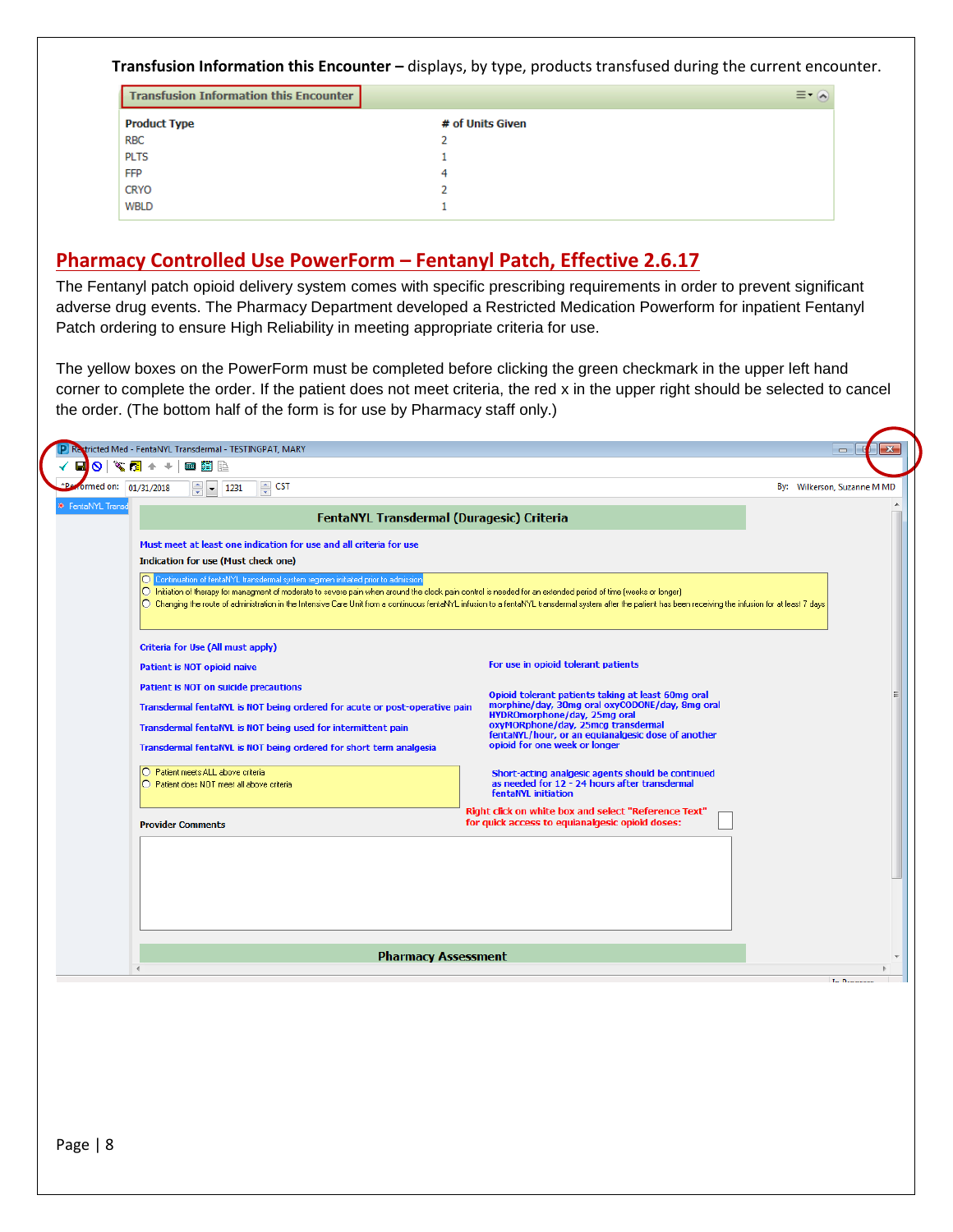**Transfusion Information this Encounter –** displays, by type, products transfused during the current encounter.

**Transfusion Information this Encounter**

| Product Type | # of Units Given |
|---|---|
| RBC | 2 |
| PLTS | 1 |
| FFP | 4 |
| CRYO | 2 |
| WBLD | 1 |

## Pharmacy Controlled Use PowerForm – Fentanyl Patch, Effective 2.6.17

The Fentanyl patch opioid delivery system comes with specific prescribing requirements in order to prevent significant adverse drug events. The Pharmacy Department developed a Restricted Medication Powerform for inpatient Fentanyl Patch ordering to ensure High Reliability in meeting appropriate criteria for use.

The yellow boxes on the PowerForm must be completed before clicking the green checkmark in the upper left hand corner to complete the order. If the patient does not meet criteria, the red x in the upper right should be selected to cancel the order. (The bottom half of the form is for use by Pharmacy staff only.)

Restricted Med - FentaNYL Transdermal - TESTINGPAT, MARY

*Performed on: 01/31/2018 1231 CST By: Wilkerson, Suzanne M MD

**FentaNYL Transdermal (Duragesic) Criteria**

Must meet at least one indication for use and all criteria for use

Indication for use (Must check one)

- Continuation of fentaNYL transdermal system regimen initiated prior to admission
- Initiation of therapy for managment of moderate to severe pain when around the clock pain control is needed for an extended period of time (weeks or longer)
- Changing the route of administration in the Intensive Care Unit from a continuous fentaNYL infusion to a fentaNYL transdermal system after the patient has been receiving the infusion for at least 7 days

Criteria for Use (All must apply)

Patient is NOT opioid naive

Patient is NOT on suicide precautions

Transdermal fentaNYL is NOT being ordered for acute or post-operative pain

Transdermal fentaNYL is NOT being used for intermittent pain

Transdermal fentaNYL is NOT being ordered for short term analgesia

- Patient meets ALL above criteria
- Patient does NOT meet all above criteria

For use in opioid tolerant patients

Opioid tolerant patients taking at least 60mg oral morphine/day, 30mg oral oxyCODONE/day, 8mg oral HYDROmorphone/day, 25mg oral oxyMORphone/day, 25mcg transdermal fentaNYL/hour, or an equianalgesic dose of another opioid for one week or longer

Short-acting analgesic agents should be continued as needed for 12 - 24 hours after transdermal fentaNYL initiation

Right click on white box and select "Reference Text" for quick access to equianalgesic opioid doses:

Provider Comments

**Pharmacy Assessment**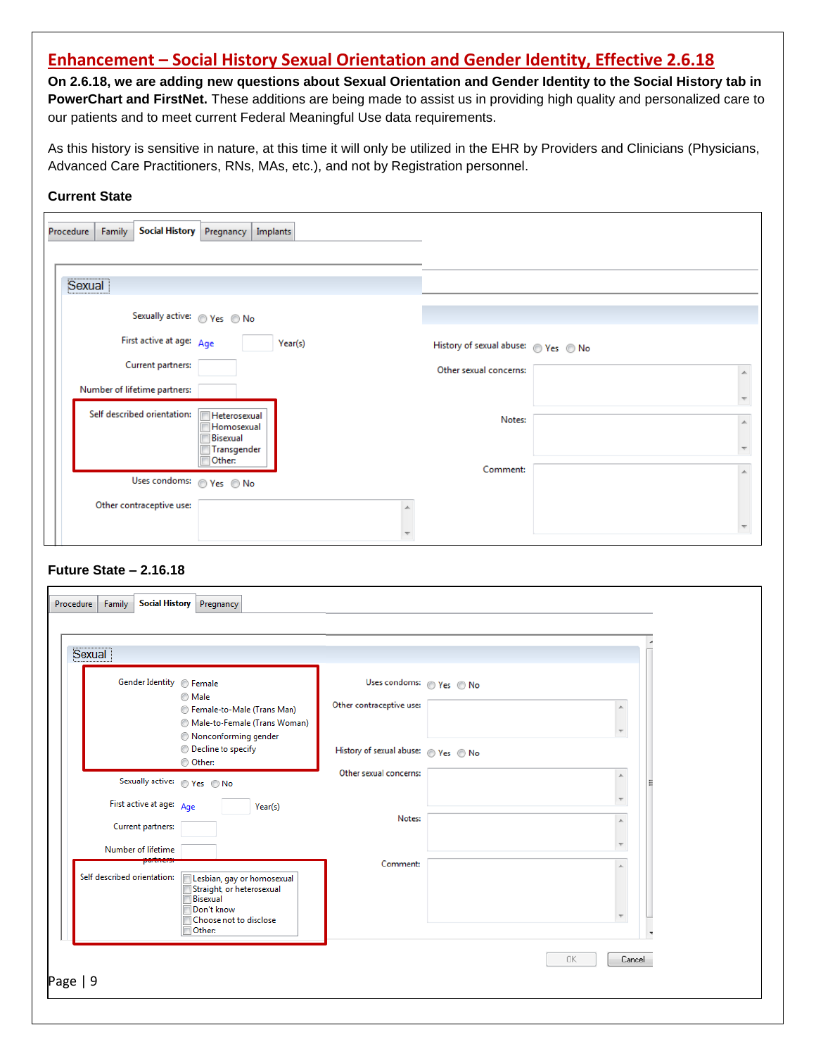## Enhancement – Social History Sexual Orientation and Gender Identity, Effective 2.6.18

**On 2.6.18, we are adding new questions about Sexual Orientation and Gender Identity to the Social History tab in PowerChart and FirstNet.** These additions are being made to assist us in providing high quality and personalized care to our patients and to meet current Federal Meaningful Use data requirements.

As this history is sensitive in nature, at this time it will only be utilized in the EHR by Providers and Clinicians (Physicians, Advanced Care Practitioners, RNs, MAs, etc.), and not by Registration personnel.

**Current State**

Procedure | Family | Social History | Pregnancy | Implants

Sexual

- Sexually active: Yes / No
- First active at age: Age ___ Year(s)
- Current partners:
- Number of lifetime partners:
- Self described orientation: Heterosexual / Homosexual / Bisexual / Transgender / Other:
- Uses condoms: Yes / No
- Other contraceptive use:
- History of sexual abuse: Yes / No
- Other sexual concerns:
- Notes:
- Comment:

**Future State – 2.16.18**

Procedure | Family | Social History | Pregnancy

Sexual

- Gender Identity: Female / Male / Female-to-Male (Trans Man) / Male-to-Female (Trans Woman) / Nonconforming gender / Decline to specify / Other:
- Sexually active: Yes / No
- First active at age: Age ___ Year(s)
- Current partners:
- Number of lifetime partners:
- Self described orientation: Lesbian, gay or homosexual / Straight, or heterosexual / Bisexual / Don't know / Choose not to disclose / Other:
- Uses condoms: Yes / No
- Other contraceptive use:
- History of sexual abuse: Yes / No
- Other sexual concerns:
- Notes:
- Comment:

OK | Cancel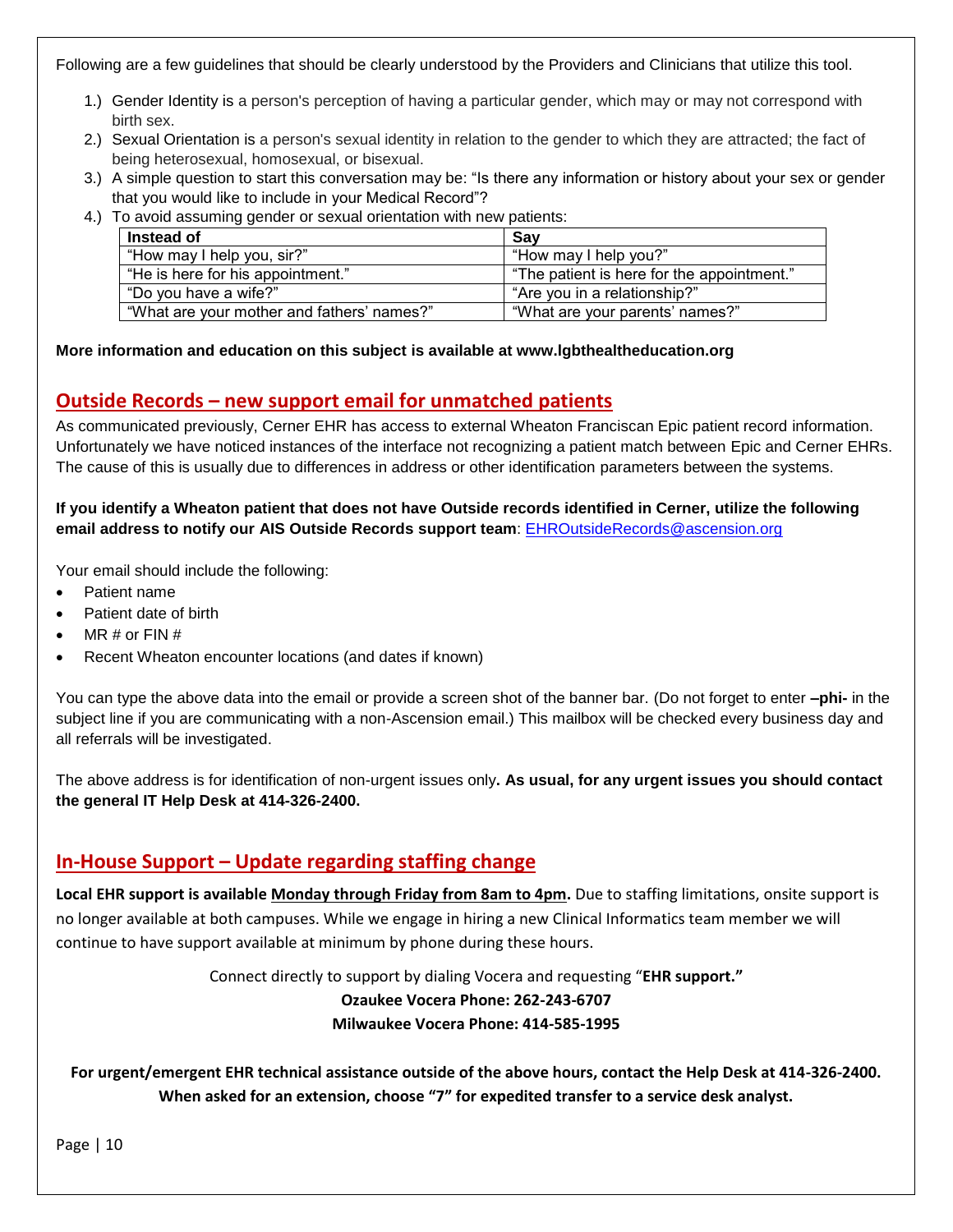Following are a few guidelines that should be clearly understood by the Providers and Clinicians that utilize this tool.

1.) Gender Identity is a person's perception of having a particular gender, which may or may not correspond with birth sex.
2.) Sexual Orientation is a person's sexual identity in relation to the gender to which they are attracted; the fact of being heterosexual, homosexual, or bisexual.
3.) A simple question to start this conversation may be: "Is there any information or history about your sex or gender that you would like to include in your Medical Record"?
4.) To avoid assuming gender or sexual orientation with new patients:

| Instead of | Say |
|---|---|
| "How may I help you, sir?" | "How may I help you?" |
| "He is here for his appointment." | "The patient is here for the appointment." |
| "Do you have a wife?" | "Are you in a relationship?" |
| "What are your mother and fathers' names?" | "What are your parents' names?" |

**More information and education on this subject is available at www.lgbthealtheducation.org**

## Outside Records – new support email for unmatched patients

As communicated previously, Cerner EHR has access to external Wheaton Franciscan Epic patient record information. Unfortunately we have noticed instances of the interface not recognizing a patient match between Epic and Cerner EHRs. The cause of this is usually due to differences in address or other identification parameters between the systems.

**If you identify a Wheaton patient that does not have Outside records identified in Cerner, utilize the following email address to notify our AIS Outside Records support team**: EHROutsideRecords@ascension.org

Your email should include the following:

- Patient name
- Patient date of birth
- MR # or FIN #
- Recent Wheaton encounter locations (and dates if known)

You can type the above data into the email or provide a screen shot of the banner bar. (Do not forget to enter **–phi-** in the subject line if you are communicating with a non-Ascension email.) This mailbox will be checked every business day and all referrals will be investigated.

The above address is for identification of non-urgent issues only**. As usual, for any urgent issues you should contact the general IT Help Desk at 414-326-2400.**

## In-House Support – Update regarding staffing change

**Local EHR support is available Monday through Friday from 8am to 4pm.** Due to staffing limitations, onsite support is no longer available at both campuses. While we engage in hiring a new Clinical Informatics team member we will continue to have support available at minimum by phone during these hours.

Connect directly to support by dialing Vocera and requesting "**EHR support."**

**Ozaukee Vocera Phone: 262-243-6707**

**Milwaukee Vocera Phone: 414-585-1995**

**For urgent/emergent EHR technical assistance outside of the above hours, contact the Help Desk at 414-326-2400. When asked for an extension, choose "7" for expedited transfer to a service desk analyst.**